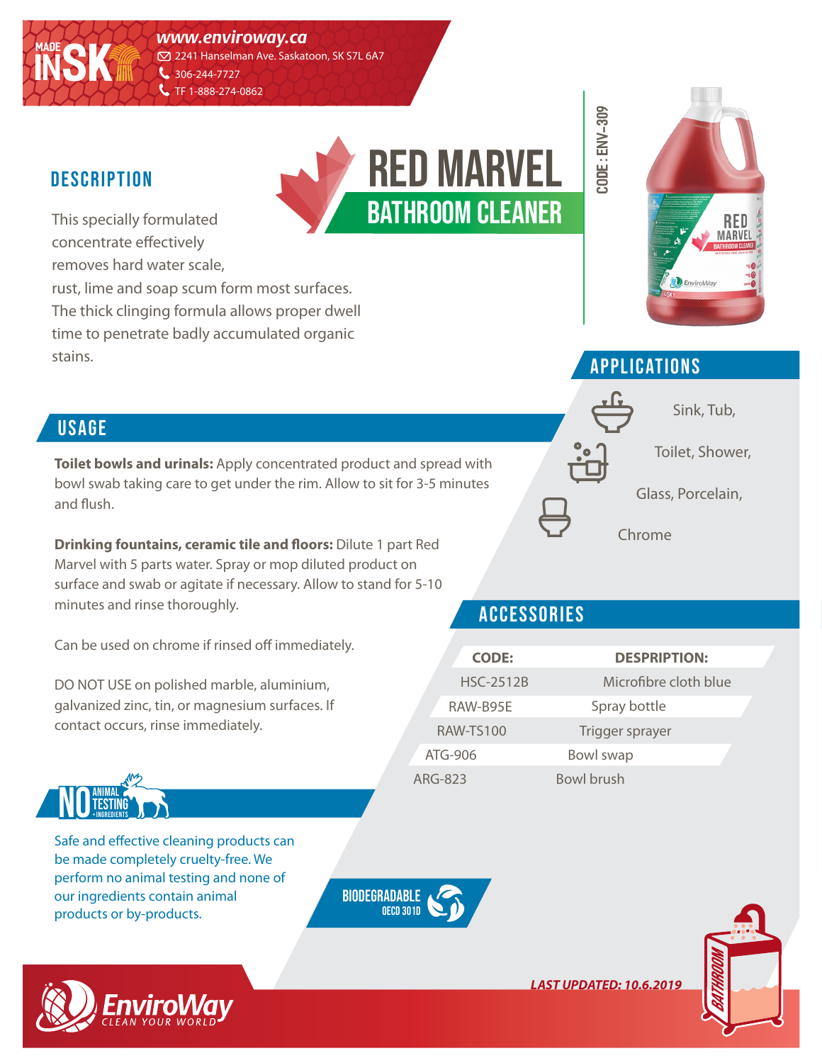MADE IN SK

www.enviroway.ca
2241 Hanselman Ave. Saskatoon, SK S7L 6A7
306-244-7727
TF 1-888-274-0862

# RED MARVEL
## BATHROOM CLEANER

CODE : ENV-309

## DESCRIPTION

This specially formulated concentrate effectively removes hard water scale, rust, lime and soap scum form most surfaces. The thick clinging formula allows proper dwell time to penetrate badly accumulated organic stains.

## APPLICATIONS

Sink, Tub,

Toilet, Shower,

Glass, Porcelain,

Chrome

## USAGE

**Toilet bowls and urinals:** Apply concentrated product and spread with bowl swab taking care to get under the rim. Allow to sit for 3-5 minutes and flush.

**Drinking fountains, ceramic tile and floors:** Dilute 1 part Red Marvel with 5 parts water. Spray or mop diluted product on surface and swab or agitate if necessary. Allow to stand for 5-10 minutes and rinse thoroughly.

Can be used on chrome if rinsed off immediately.

DO NOT USE on polished marble, aluminium, galvanized zinc, tin, or magnesium surfaces. If contact occurs, rinse immediately.

## ACCESSORIES

| CODE: | DESPRIPTION: |
|---|---|
| HSC-2512B | Microfibre cloth blue |
| RAW-B95E | Spray bottle |
| RAW-TS100 | Trigger sprayer |
| ATG-906 | Bowl swap |
| ARG-823 | Bowl brush |

NO ANIMAL TESTING + INGREDIENTS

Safe and effective cleaning products can be made completely cruelty-free. We perform no animal testing and none of our ingredients contain animal products or by-products.

BIODEGRADABLE OECD 301D

*LAST UPDATED: 10.6.2019*

EnviroWay CLEAN YOUR WORLD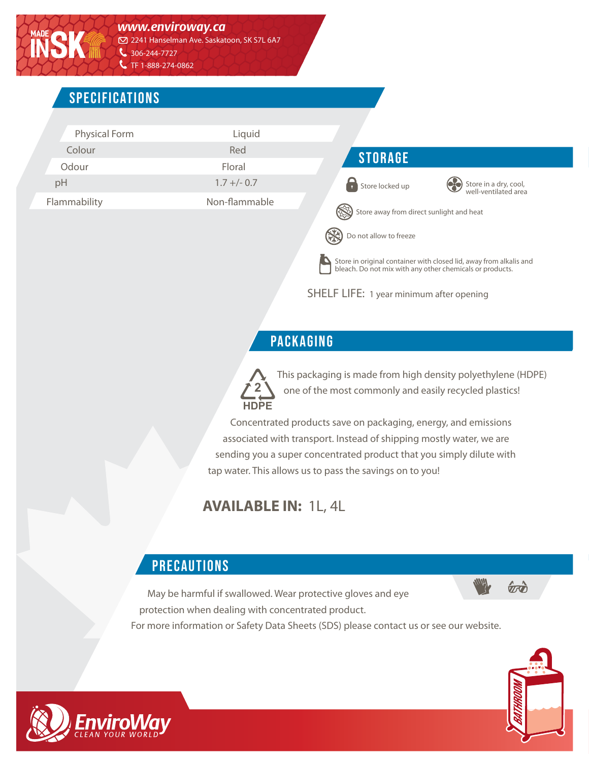**www.enviroway.ca**
2241 Hanselman Ave. Saskatoon, SK S7L 6A7
306-244-7727
TF 1-888-274-0862

## SPECIFICATIONS

| | |
|---|---|
| Physical Form | Liquid |
| Colour | Red |
| Odour | Floral |
| pH | 1.7 +/- 0.7 |
| Flammability | Non-flammable |

## STORAGE

- Store locked up
- Store in a dry, cool, well-ventilated area
- Store away from direct sunlight and heat
- Do not allow to freeze
- Store in original container with closed lid, away from alkalis and bleach. Do not mix with any other chemicals or products.

SHELF LIFE: 1 year minimum after opening

## PACKAGING

2 HDPE

This packaging is made from high density polyethylene (HDPE) one of the most commonly and easily recycled plastics!

Concentrated products save on packaging, energy, and emissions associated with transport. Instead of shipping mostly water, we are sending you a super concentrated product that you simply dilute with tap water. This allows us to pass the savings on to you!

**AVAILABLE IN:** 1L, 4L

## PRECAUTIONS

May be harmful if swallowed. Wear protective gloves and eye protection when dealing with concentrated product.
For more information or Safety Data Sheets (SDS) please contact us or see our website.

EnviroWay
CLEAN YOUR WORLD

BATHROOM